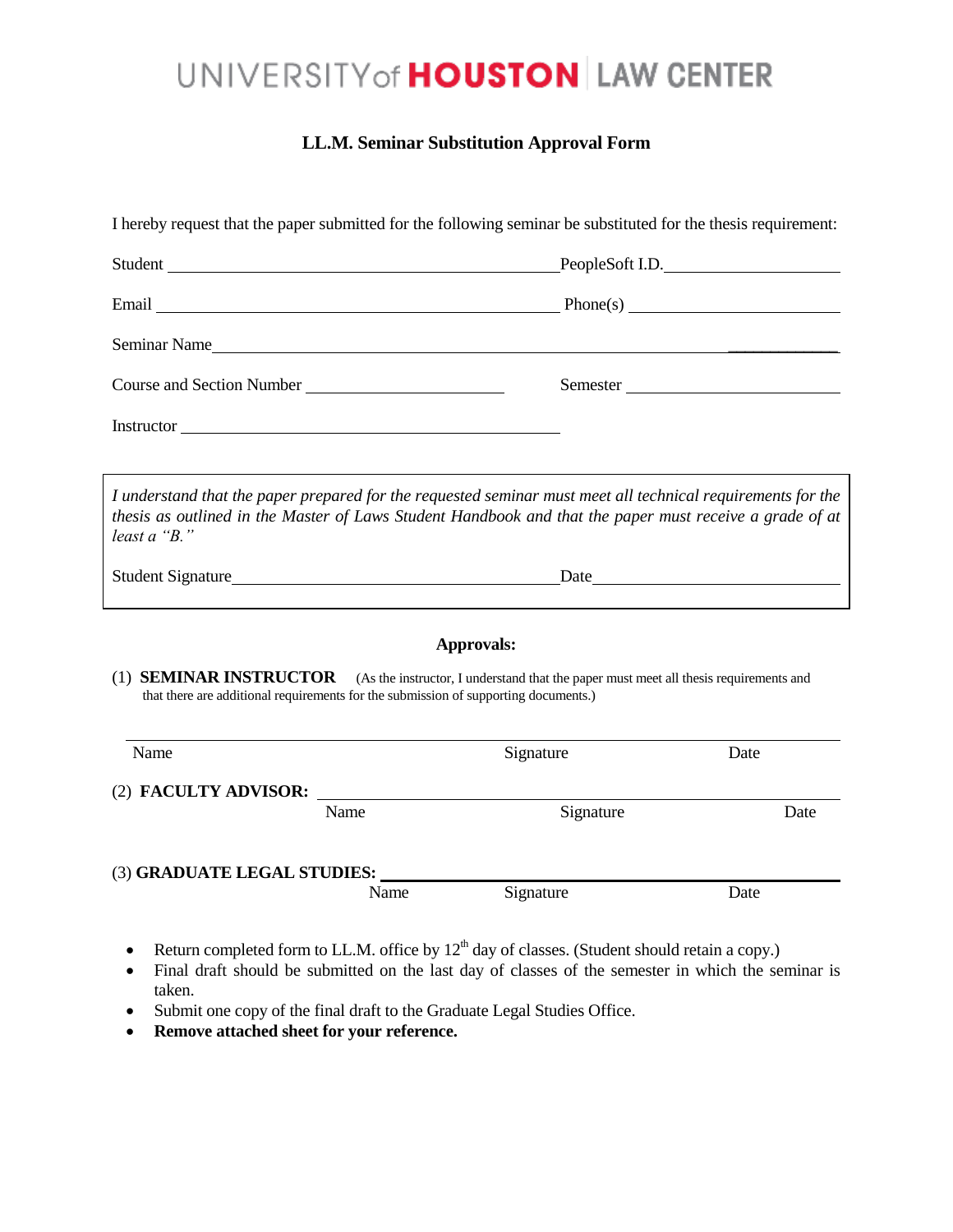# UNIVERSITY of HOUSTON | LAW CENTER

## LL.M. Seminar Substitution Approval Form

I hereby request that the paper submitted for the following seminar be substituted for the thesis requirement:

Student ______________________________ PeopleSoft I.D. ______________________

Email ______________________________ Phone(s) ______________________

Seminar Name ______________________________________________________________

Course and Section Number ______________________ Semester ______________________

Instructor ______________________________

*I understand that the paper prepared for the requested seminar must meet all technical requirements for the thesis as outlined in the Master of Laws Student Handbook and that the paper must receive a grade of at least a "B."*

Student Signature ______________________________ Date ______________________

**Approvals:**

(1) **SEMINAR INSTRUCTOR** (As the instructor, I understand that the paper must meet all thesis requirements and that there are additional requirements for the submission of supporting documents.)

______________________________________________________________

Name Signature Date

(2) **FACULTY ADVISOR:** ______________________________________________

Name Signature Date

(3) **GRADUATE LEGAL STUDIES:** ______________________________________

Name Signature Date

- Return completed form to LL.M. office by 12th day of classes. (Student should retain a copy.)
- Final draft should be submitted on the last day of classes of the semester in which the seminar is taken.
- Submit one copy of the final draft to the Graduate Legal Studies Office.
- **Remove attached sheet for your reference.**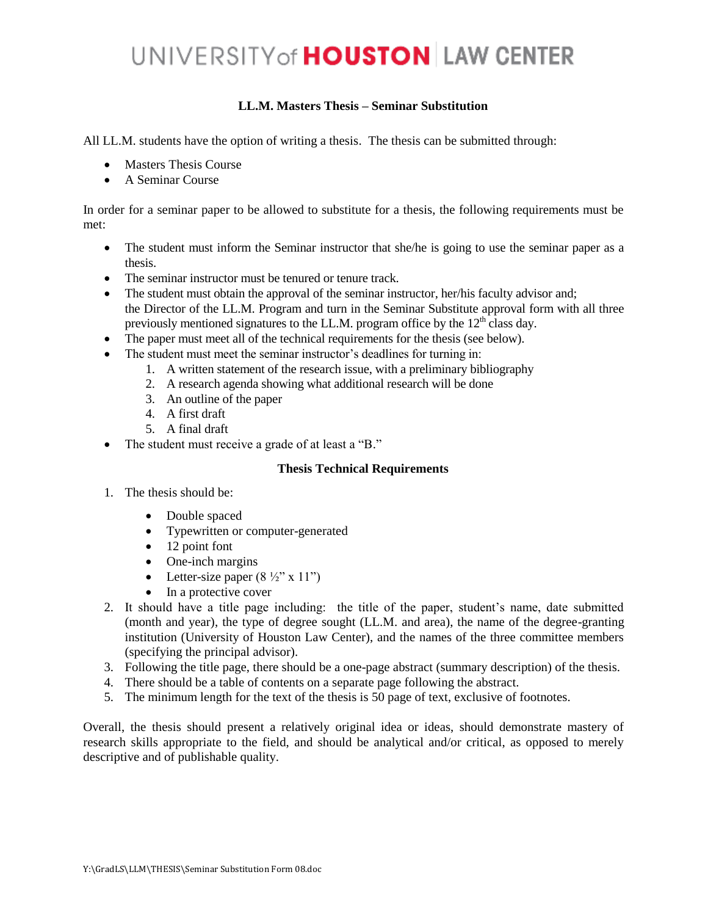# UNIVERSITY of HOUSTON | LAW CENTER

**LL.M. Masters Thesis – Seminar Substitution**

All LL.M. students have the option of writing a thesis. The thesis can be submitted through:

- Masters Thesis Course
- A Seminar Course

In order for a seminar paper to be allowed to substitute for a thesis, the following requirements must be met:

- The student must inform the Seminar instructor that she/he is going to use the seminar paper as a thesis.
- The seminar instructor must be tenured or tenure track.
- The student must obtain the approval of the seminar instructor, her/his faculty advisor and; the Director of the LL.M. Program and turn in the Seminar Substitute approval form with all three previously mentioned signatures to the LL.M. program office by the 12th class day.
- The paper must meet all of the technical requirements for the thesis (see below).
- The student must meet the seminar instructor's deadlines for turning in:
  1. A written statement of the research issue, with a preliminary bibliography
  2. A research agenda showing what additional research will be done
  3. An outline of the paper
  4. A first draft
  5. A final draft
- The student must receive a grade of at least a "B."

**Thesis Technical Requirements**

1. The thesis should be:
   - Double spaced
   - Typewritten or computer-generated
   - 12 point font
   - One-inch margins
   - Letter-size paper (8 ½" x 11")
   - In a protective cover
2. It should have a title page including: the title of the paper, student's name, date submitted (month and year), the type of degree sought (LL.M. and area), the name of the degree-granting institution (University of Houston Law Center), and the names of the three committee members (specifying the principal advisor).
3. Following the title page, there should be a one-page abstract (summary description) of the thesis.
4. There should be a table of contents on a separate page following the abstract.
5. The minimum length for the text of the thesis is 50 page of text, exclusive of footnotes.

Overall, the thesis should present a relatively original idea or ideas, should demonstrate mastery of research skills appropriate to the field, and should be analytical and/or critical, as opposed to merely descriptive and of publishable quality.

Y:\GradLS\LLM\THESIS\Seminar Substitution Form 08.doc